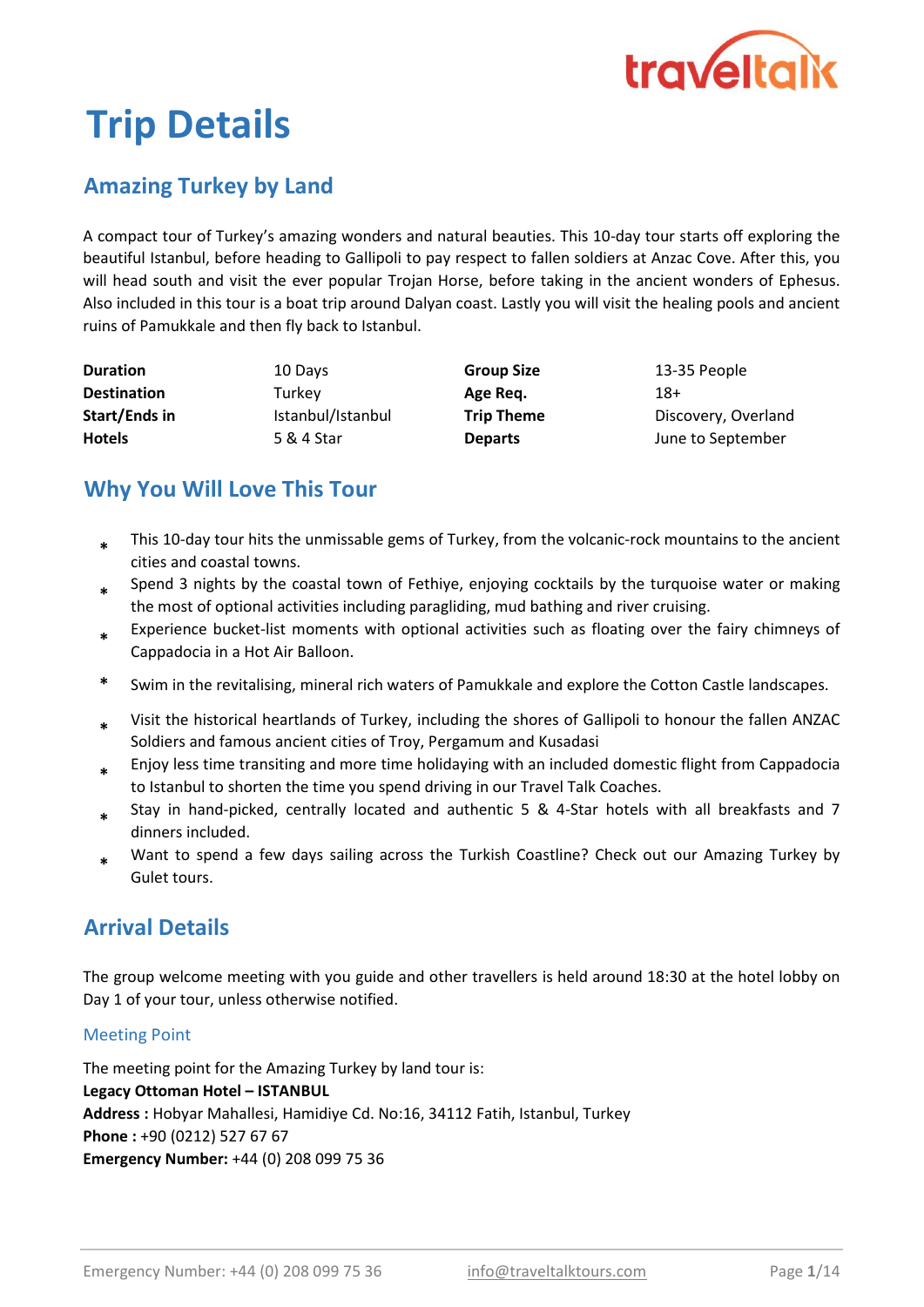# Trip Details

## Amazing Turkey by Land

A compact tour of Turkey's amazing wonders and natural beauties. This 10-day tour starts off exploring the beautiful Istanbul, before heading to Gallipoli to pay respect to fallen soldiers at Anzac Cove. After this, you will head south and visit the ever popular Trojan Horse, before taking in the ancient wonders of Ephesus. Also included in this tour is a boat trip around Dalyan coast. Lastly you will visit the healing pools and ancient ruins of Pamukkale and then fly back to Istanbul.

| | | | |
|---|---|---|---|
| **Duration** | 10 Days | **Group Size** | 13-35 People |
| **Destination** | Turkey | **Age Req.** | 18+ |
| **Start/Ends in** | Istanbul/Istanbul | **Trip Theme** | Discovery, Overland |
| **Hotels** | 5 & 4 Star | **Departs** | June to September |

## Why You Will Love This Tour

- This 10-day tour hits the unmissable gems of Turkey, from the volcanic-rock mountains to the ancient cities and coastal towns.
- Spend 3 nights by the coastal town of Fethiye, enjoying cocktails by the turquoise water or making the most of optional activities including paragliding, mud bathing and river cruising.
- Experience bucket-list moments with optional activities such as floating over the fairy chimneys of Cappadocia in a Hot Air Balloon.
- Swim in the revitalising, mineral rich waters of Pamukkale and explore the Cotton Castle landscapes.
- Visit the historical heartlands of Turkey, including the shores of Gallipoli to honour the fallen ANZAC Soldiers and famous ancient cities of Troy, Pergamum and Kusadasi
- Enjoy less time transiting and more time holidaying with an included domestic flight from Cappadocia to Istanbul to shorten the time you spend driving in our Travel Talk Coaches.
- Stay in hand-picked, centrally located and authentic 5 & 4-Star hotels with all breakfasts and 7 dinners included.
- Want to spend a few days sailing across the Turkish Coastline? Check out our Amazing Turkey by Gulet tours.

## Arrival Details

The group welcome meeting with you guide and other travellers is held around 18:30 at the hotel lobby on Day 1 of your tour, unless otherwise notified.

### Meeting Point

The meeting point for the Amazing Turkey by land tour is:
**Legacy Ottoman Hotel – ISTANBUL**
**Address :** Hobyar Mahallesi, Hamidiye Cd. No:16, 34112 Fatih, Istanbul, Turkey
**Phone :** +90 (0212) 527 67 67
**Emergency Number:** +44 (0) 208 099 75 36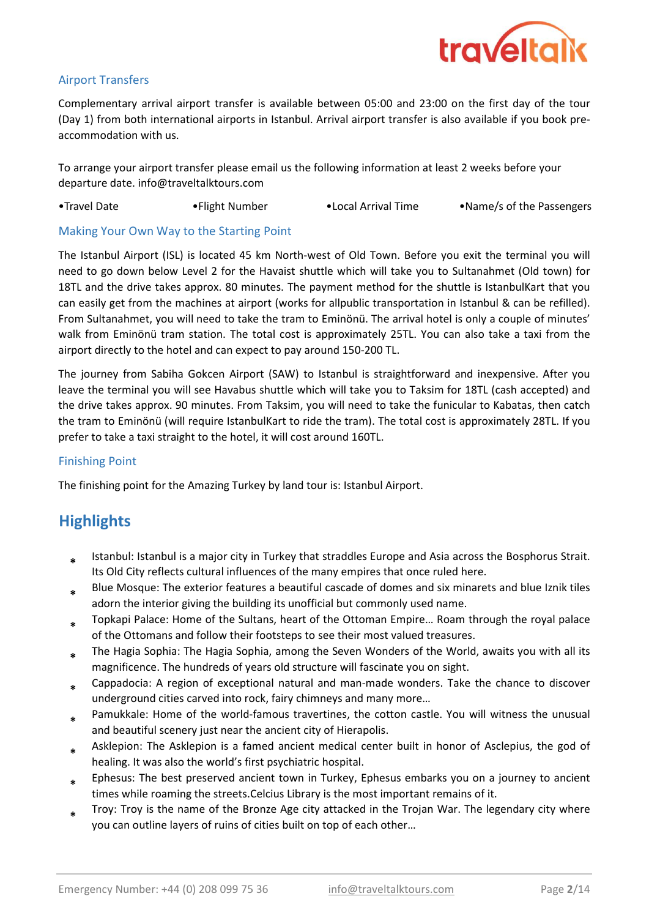### Airport Transfers

Complementary arrival airport transfer is available between 05:00 and 23:00 on the first day of the tour (Day 1) from both international airports in Istanbul. Arrival airport transfer is also available if you book pre-accommodation with us.

To arrange your airport transfer please email us the following information at least 2 weeks before your departure date. info@traveltalktours.com

•Travel Date •Flight Number •Local Arrival Time •Name/s of the Passengers

### Making Your Own Way to the Starting Point

The Istanbul Airport (ISL) is located 45 km North-west of Old Town. Before you exit the terminal you will need to go down below Level 2 for the Havaist shuttle which will take you to Sultanahmet (Old town) for 18TL and the drive takes approx. 80 minutes. The payment method for the shuttle is IstanbulKart that you can easily get from the machines at airport (works for allpublic transportation in Istanbul & can be refilled). From Sultanahmet, you will need to take the tram to Eminönü. The arrival hotel is only a couple of minutes' walk from Eminönü tram station. The total cost is approximately 25TL. You can also take a taxi from the airport directly to the hotel and can expect to pay around 150-200 TL.

The journey from Sabiha Gokcen Airport (SAW) to Istanbul is straightforward and inexpensive. After you leave the terminal you will see Havabus shuttle which will take you to Taksim for 18TL (cash accepted) and the drive takes approx. 90 minutes. From Taksim, you will need to take the funicular to Kabatas, then catch the tram to Eminönü (will require IstanbulKart to ride the tram). The total cost is approximately 28TL. If you prefer to take a taxi straight to the hotel, it will cost around 160TL.

### Finishing Point

The finishing point for the Amazing Turkey by land tour is: Istanbul Airport.

## Highlights

- Istanbul: Istanbul is a major city in Turkey that straddles Europe and Asia across the Bosphorus Strait. Its Old City reflects cultural influences of the many empires that once ruled here.
- Blue Mosque: The exterior features a beautiful cascade of domes and six minarets and blue Iznik tiles adorn the interior giving the building its unofficial but commonly used name.
- Topkapi Palace: Home of the Sultans, heart of the Ottoman Empire… Roam through the royal palace of the Ottomans and follow their footsteps to see their most valued treasures.
- The Hagia Sophia: The Hagia Sophia, among the Seven Wonders of the World, awaits you with all its magnificence. The hundreds of years old structure will fascinate you on sight.
- Cappadocia: A region of exceptional natural and man-made wonders. Take the chance to discover underground cities carved into rock, fairy chimneys and many more…
- Pamukkale: Home of the world-famous travertines, the cotton castle. You will witness the unusual and beautiful scenery just near the ancient city of Hierapolis.
- Asklepion: The Asklepion is a famed ancient medical center built in honor of Asclepius, the god of healing. It was also the world's first psychiatric hospital.
- Ephesus: The best preserved ancient town in Turkey, Ephesus embarks you on a journey to ancient times while roaming the streets.Celcius Library is the most important remains of it.
- Troy: Troy is the name of the Bronze Age city attacked in the Trojan War. The legendary city where you can outline layers of ruins of cities built on top of each other…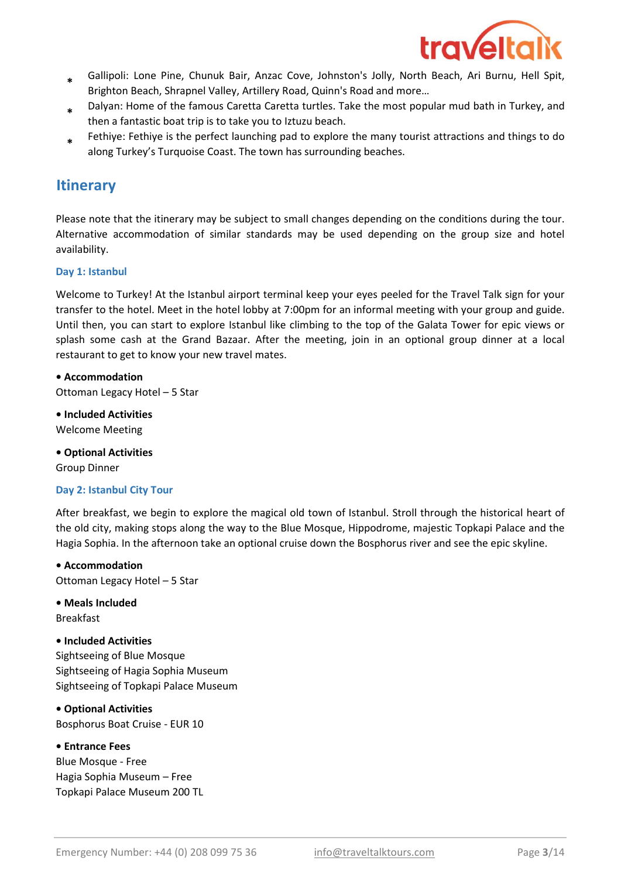- Gallipoli: Lone Pine, Chunuk Bair, Anzac Cove, Johnston's Jolly, North Beach, Ari Burnu, Hell Spit, Brighton Beach, Shrapnel Valley, Artillery Road, Quinn's Road and more…
- Dalyan: Home of the famous Caretta Caretta turtles. Take the most popular mud bath in Turkey, and then a fantastic boat trip is to take you to Iztuzu beach.
- Fethiye: Fethiye is the perfect launching pad to explore the many tourist attractions and things to do along Turkey's Turquoise Coast. The town has surrounding beaches.

## Itinerary

Please note that the itinerary may be subject to small changes depending on the conditions during the tour. Alternative accommodation of similar standards may be used depending on the group size and hotel availability.

### Day 1: Istanbul

Welcome to Turkey! At the Istanbul airport terminal keep your eyes peeled for the Travel Talk sign for your transfer to the hotel. Meet in the hotel lobby at 7:00pm for an informal meeting with your group and guide. Until then, you can start to explore Istanbul like climbing to the top of the Galata Tower for epic views or splash some cash at the Grand Bazaar. After the meeting, join in an optional group dinner at a local restaurant to get to know your new travel mates.

**• Accommodation**
Ottoman Legacy Hotel – 5 Star

**• Included Activities**
Welcome Meeting

**• Optional Activities**
Group Dinner

### Day 2: Istanbul City Tour

After breakfast, we begin to explore the magical old town of Istanbul. Stroll through the historical heart of the old city, making stops along the way to the Blue Mosque, Hippodrome, majestic Topkapi Palace and the Hagia Sophia. In the afternoon take an optional cruise down the Bosphorus river and see the epic skyline.

**• Accommodation**
Ottoman Legacy Hotel – 5 Star

**• Meals Included**
Breakfast

**• Included Activities**
Sightseeing of Blue Mosque
Sightseeing of Hagia Sophia Museum
Sightseeing of Topkapi Palace Museum

**• Optional Activities**
Bosphorus Boat Cruise - EUR 10

**• Entrance Fees**
Blue Mosque - Free
Hagia Sophia Museum – Free
Topkapi Palace Museum 200 TL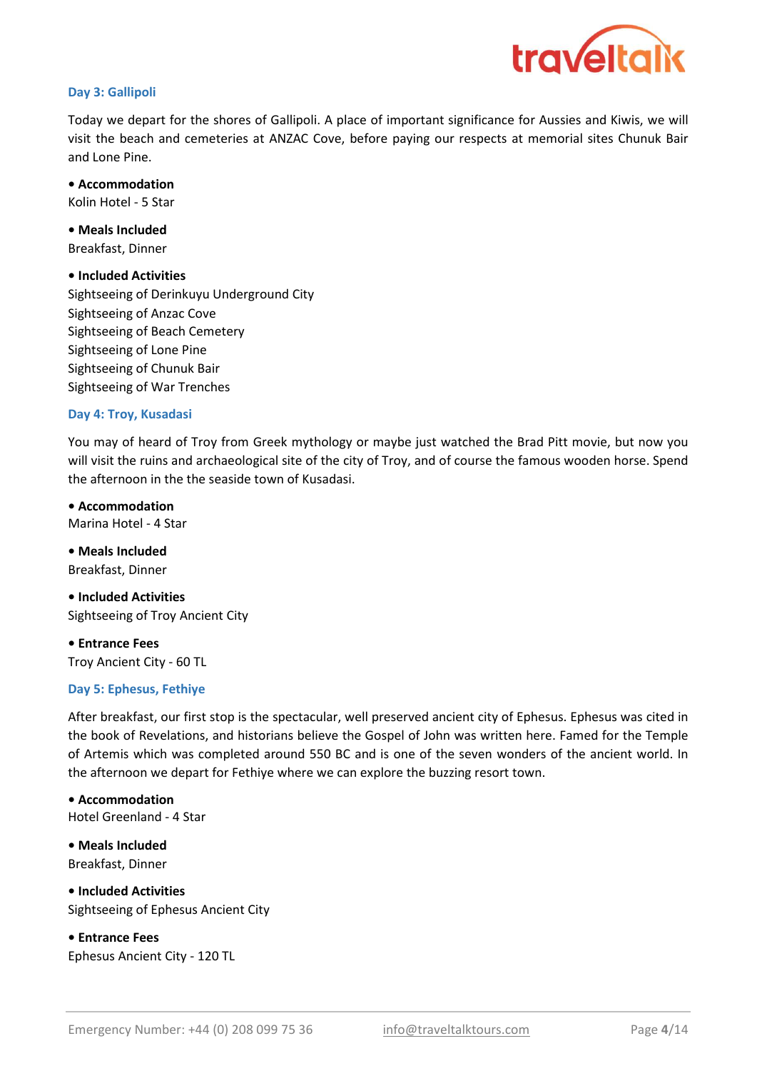### Day 3: Gallipoli

Today we depart for the shores of Gallipoli. A place of important significance for Aussies and Kiwis, we will visit the beach and cemeteries at ANZAC Cove, before paying our respects at memorial sites Chunuk Bair and Lone Pine.

**• Accommodation**
Kolin Hotel - 5 Star

**• Meals Included**
Breakfast, Dinner

**• Included Activities**
Sightseeing of Derinkuyu Underground City
Sightseeing of Anzac Cove
Sightseeing of Beach Cemetery
Sightseeing of Lone Pine
Sightseeing of Chunuk Bair
Sightseeing of War Trenches

### Day 4: Troy, Kusadasi

You may of heard of Troy from Greek mythology or maybe just watched the Brad Pitt movie, but now you will visit the ruins and archaeological site of the city of Troy, and of course the famous wooden horse. Spend the afternoon in the the seaside town of Kusadasi.

**• Accommodation**
Marina Hotel - 4 Star

**• Meals Included**
Breakfast, Dinner

**• Included Activities**
Sightseeing of Troy Ancient City

**• Entrance Fees**
Troy Ancient City - 60 TL

### Day 5: Ephesus, Fethiye

After breakfast, our first stop is the spectacular, well preserved ancient city of Ephesus. Ephesus was cited in the book of Revelations, and historians believe the Gospel of John was written here. Famed for the Temple of Artemis which was completed around 550 BC and is one of the seven wonders of the ancient world. In the afternoon we depart for Fethiye where we can explore the buzzing resort town.

**• Accommodation**
Hotel Greenland - 4 Star

**• Meals Included**
Breakfast, Dinner

**• Included Activities**
Sightseeing of Ephesus Ancient City

**• Entrance Fees**
Ephesus Ancient City - 120 TL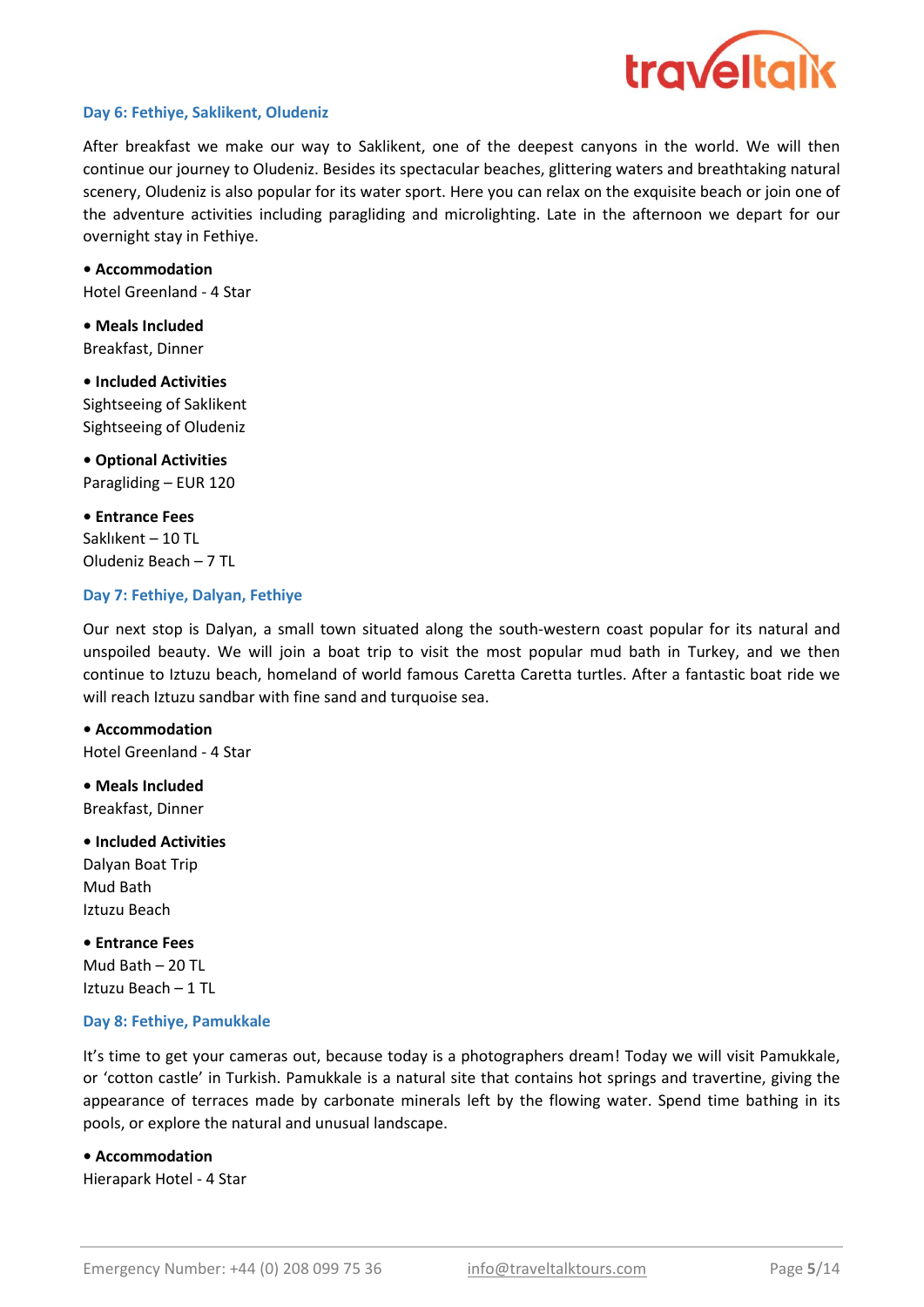### Day 6: Fethiye, Saklikent, Oludeniz

After breakfast we make our way to Saklikent, one of the deepest canyons in the world. We will then continue our journey to Oludeniz. Besides its spectacular beaches, glittering waters and breathtaking natural scenery, Oludeniz is also popular for its water sport. Here you can relax on the exquisite beach or join one of the adventure activities including paragliding and microlighting. Late in the afternoon we depart for our overnight stay in Fethiye.

**• Accommodation**
Hotel Greenland - 4 Star

**• Meals Included**
Breakfast, Dinner

**• Included Activities**
Sightseeing of Saklikent
Sightseeing of Oludeniz

**• Optional Activities**
Paragliding – EUR 120

**• Entrance Fees**
Saklıkent – 10 TL
Oludeniz Beach – 7 TL

### Day 7: Fethiye, Dalyan, Fethiye

Our next stop is Dalyan, a small town situated along the south-western coast popular for its natural and unspoiled beauty. We will join a boat trip to visit the most popular mud bath in Turkey, and we then continue to Iztuzu beach, homeland of world famous Caretta Caretta turtles. After a fantastic boat ride we will reach Iztuzu sandbar with fine sand and turquoise sea.

**• Accommodation**
Hotel Greenland - 4 Star

**• Meals Included**
Breakfast, Dinner

**• Included Activities**
Dalyan Boat Trip
Mud Bath
Iztuzu Beach

**• Entrance Fees**
Mud Bath – 20 TL
Iztuzu Beach – 1 TL

### Day 8: Fethiye, Pamukkale

It's time to get your cameras out, because today is a photographers dream! Today we will visit Pamukkale, or 'cotton castle' in Turkish. Pamukkale is a natural site that contains hot springs and travertine, giving the appearance of terraces made by carbonate minerals left by the flowing water. Spend time bathing in its pools, or explore the natural and unusual landscape.

**• Accommodation**
Hierapark Hotel - 4 Star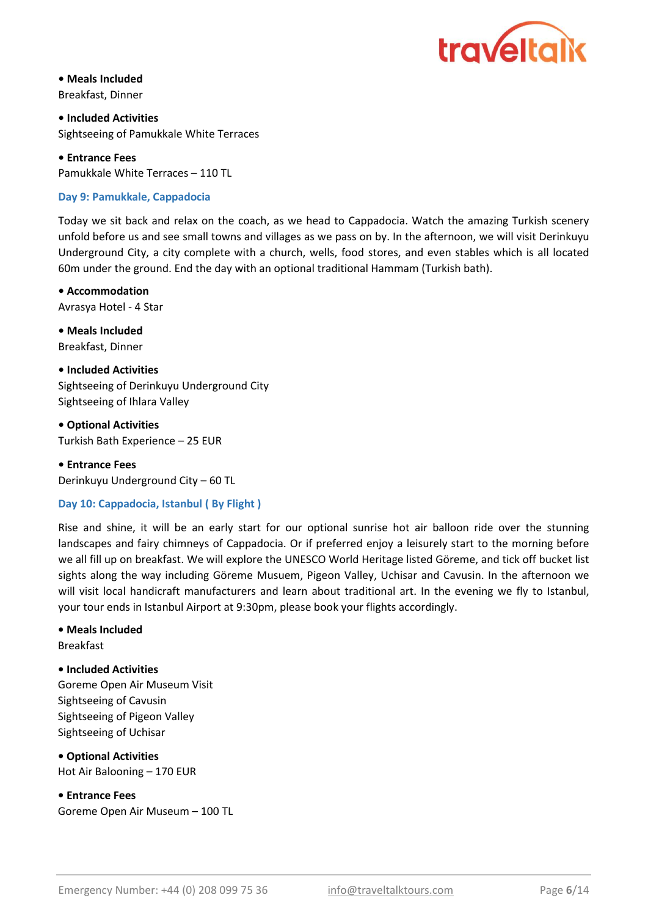**• Meals Included**
Breakfast, Dinner

**• Included Activities**
Sightseeing of Pamukkale White Terraces

**• Entrance Fees**
Pamukkale White Terraces – 110 TL

### Day 9: Pamukkale, Cappadocia

Today we sit back and relax on the coach, as we head to Cappadocia. Watch the amazing Turkish scenery unfold before us and see small towns and villages as we pass on by. In the afternoon, we will visit Derinkuyu Underground City, a city complete with a church, wells, food stores, and even stables which is all located 60m under the ground. End the day with an optional traditional Hammam (Turkish bath).

**• Accommodation**
Avrasya Hotel - 4 Star

**• Meals Included**
Breakfast, Dinner

**• Included Activities**
Sightseeing of Derinkuyu Underground City
Sightseeing of Ihlara Valley

**• Optional Activities**
Turkish Bath Experience – 25 EUR

**• Entrance Fees**
Derinkuyu Underground City – 60 TL

### Day 10: Cappadocia, Istanbul ( By Flight )

Rise and shine, it will be an early start for our optional sunrise hot air balloon ride over the stunning landscapes and fairy chimneys of Cappadocia. Or if preferred enjoy a leisurely start to the morning before we all fill up on breakfast. We will explore the UNESCO World Heritage listed Göreme, and tick off bucket list sights along the way including Göreme Musuem, Pigeon Valley, Uchisar and Cavusin. In the afternoon we will visit local handicraft manufacturers and learn about traditional art. In the evening we fly to Istanbul, your tour ends in Istanbul Airport at 9:30pm, please book your flights accordingly.

**• Meals Included**
Breakfast

**• Included Activities**
Goreme Open Air Museum Visit
Sightseeing of Cavusin
Sightseeing of Pigeon Valley
Sightseeing of Uchisar

**• Optional Activities**
Hot Air Balooning – 170 EUR

**• Entrance Fees**
Goreme Open Air Museum – 100 TL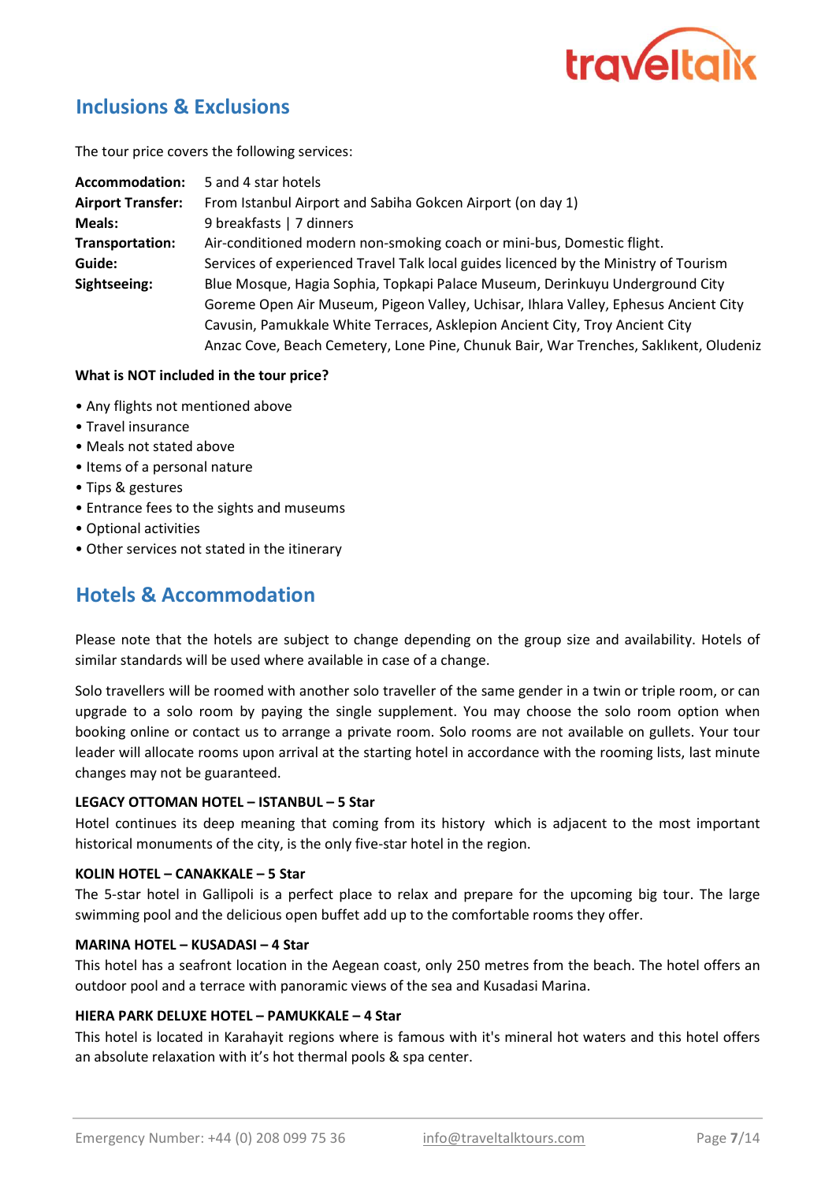## Inclusions & Exclusions

The tour price covers the following services:

| | |
|---|---|
| **Accommodation:** | 5 and 4 star hotels |
| **Airport Transfer:** | From Istanbul Airport and Sabiha Gokcen Airport (on day 1) |
| **Meals:** | 9 breakfasts \| 7 dinners |
| **Transportation:** | Air-conditioned modern non-smoking coach or mini-bus, Domestic flight. |
| **Guide:** | Services of experienced Travel Talk local guides licenced by the Ministry of Tourism |
| **Sightseeing:** | Blue Mosque, Hagia Sophia, Topkapi Palace Museum, Derinkuyu Underground City Goreme Open Air Museum, Pigeon Valley, Uchisar, Ihlara Valley, Ephesus Ancient City Cavusin, Pamukkale White Terraces, Asklepion Ancient City, Troy Ancient City Anzac Cove, Beach Cemetery, Lone Pine, Chunuk Bair, War Trenches, Saklıkent, Oludeniz |

**What is NOT included in the tour price?**

- Any flights not mentioned above
- Travel insurance
- Meals not stated above
- Items of a personal nature
- Tips & gestures
- Entrance fees to the sights and museums
- Optional activities
- Other services not stated in the itinerary

## Hotels & Accommodation

Please note that the hotels are subject to change depending on the group size and availability. Hotels of similar standards will be used where available in case of a change.

Solo travellers will be roomed with another solo traveller of the same gender in a twin or triple room, or can upgrade to a solo room by paying the single supplement. You may choose the solo room option when booking online or contact us to arrange a private room. Solo rooms are not available on gullets. Your tour leader will allocate rooms upon arrival at the starting hotel in accordance with the rooming lists, last minute changes may not be guaranteed.

**LEGACY OTTOMAN HOTEL – ISTANBUL – 5 Star**

Hotel continues its deep meaning that coming from its history which is adjacent to the most important historical monuments of the city, is the only five-star hotel in the region.

**KOLIN HOTEL – CANAKKALE – 5 Star**

The 5-star hotel in Gallipoli is a perfect place to relax and prepare for the upcoming big tour. The large swimming pool and the delicious open buffet add up to the comfortable rooms they offer.

**MARINA HOTEL – KUSADASI – 4 Star**

This hotel has a seafront location in the Aegean coast, only 250 metres from the beach. The hotel offers an outdoor pool and a terrace with panoramic views of the sea and Kusadasi Marina.

**HIERA PARK DELUXE HOTEL – PAMUKKALE – 4 Star**

This hotel is located in Karahayit regions where is famous with it's mineral hot waters and this hotel offers an absolute relaxation with it's hot thermal pools & spa center.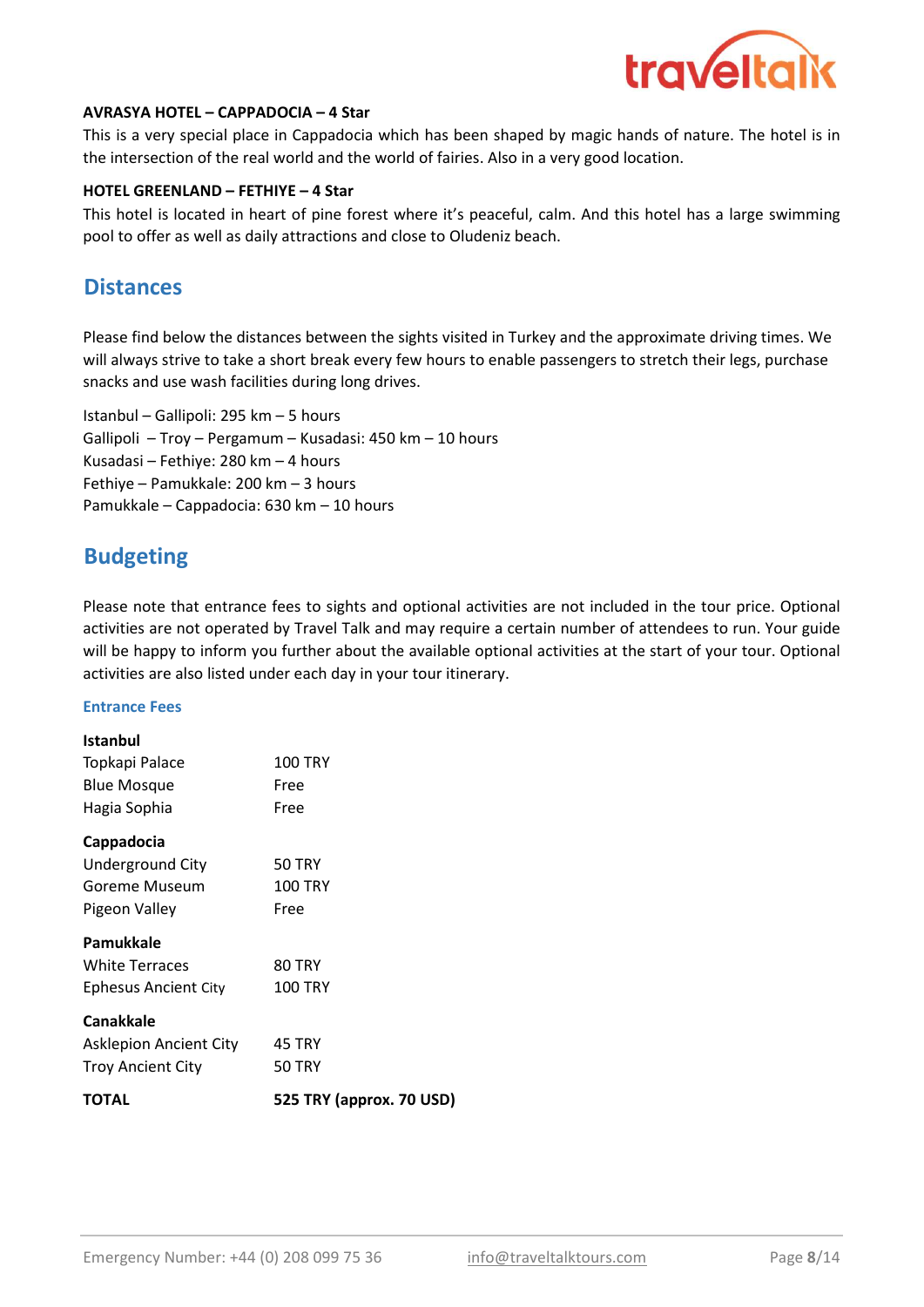**AVRASYA HOTEL – CAPPADOCIA – 4 Star**

This is a very special place in Cappadocia which has been shaped by magic hands of nature. The hotel is in the intersection of the real world and the world of fairies. Also in a very good location.

**HOTEL GREENLAND – FETHIYE – 4 Star**

This hotel is located in heart of pine forest where it's peaceful, calm. And this hotel has a large swimming pool to offer as well as daily attractions and close to Oludeniz beach.

## Distances

Please find below the distances between the sights visited in Turkey and the approximate driving times. We will always strive to take a short break every few hours to enable passengers to stretch their legs, purchase snacks and use wash facilities during long drives.

Istanbul – Gallipoli: 295 km – 5 hours
Gallipoli – Troy – Pergamum – Kusadasi: 450 km – 10 hours
Kusadasi – Fethiye: 280 km – 4 hours
Fethiye – Pamukkale: 200 km – 3 hours
Pamukkale – Cappadocia: 630 km – 10 hours

## Budgeting

Please note that entrance fees to sights and optional activities are not included in the tour price. Optional activities are not operated by Travel Talk and may require a certain number of attendees to run. Your guide will be happy to inform you further about the available optional activities at the start of your tour. Optional activities are also listed under each day in your tour itinerary.

### Entrance Fees

| | |
|---|---|
| **Istanbul** | |
| Topkapi Palace | 100 TRY |
| Blue Mosque | Free |
| Hagia Sophia | Free |
| **Cappadocia** | |
| Underground City | 50 TRY |
| Goreme Museum | 100 TRY |
| Pigeon Valley | Free |
| **Pamukkale** | |
| White Terraces | 80 TRY |
| Ephesus Ancient City | 100 TRY |
| **Canakkale** | |
| Asklepion Ancient City | 45 TRY |
| Troy Ancient City | 50 TRY |
| **TOTAL** | **525 TRY (approx. 70 USD)** |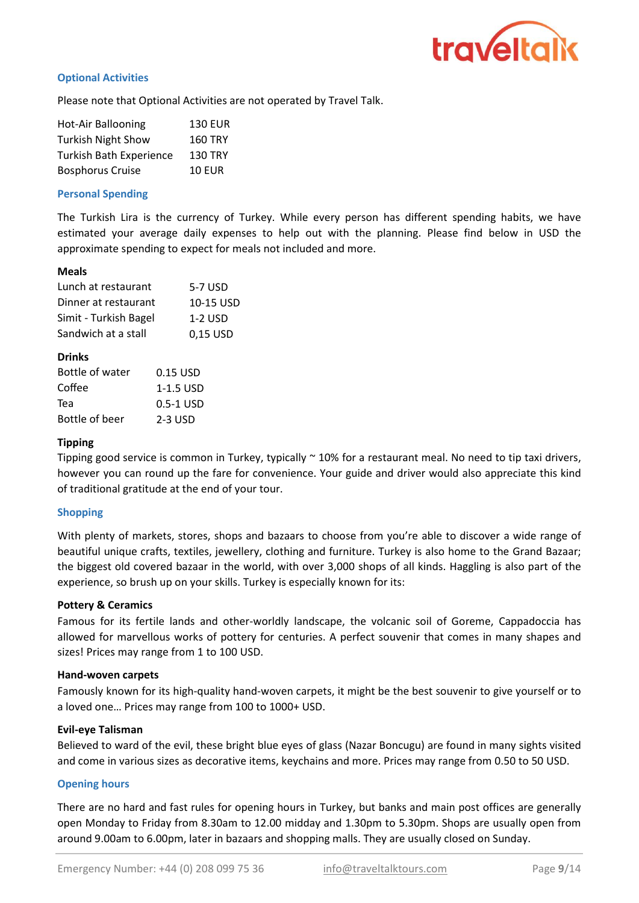## Optional Activities

Please note that Optional Activities are not operated by Travel Talk.

| | |
|---|---|
| Hot-Air Ballooning | 130 EUR |
| Turkish Night Show | 160 TRY |
| Turkish Bath Experience | 130 TRY |
| Bosphorus Cruise | 10 EUR |

## Personal Spending

The Turkish Lira is the currency of Turkey. While every person has different spending habits, we have estimated your average daily expenses to help out with the planning. Please find below in USD the approximate spending to expect for meals not included and more.

**Meals**

| | |
|---|---|
| Lunch at restaurant | 5-7 USD |
| Dinner at restaurant | 10-15 USD |
| Simit - Turkish Bagel | 1-2 USD |
| Sandwich at a stall | 0,15 USD |

**Drinks**

| | |
|---|---|
| Bottle of water | 0.15 USD |
| Coffee | 1-1.5 USD |
| Tea | 0.5-1 USD |
| Bottle of beer | 2-3 USD |

**Tipping**

Tipping good service is common in Turkey, typically ~ 10% for a restaurant meal. No need to tip taxi drivers, however you can round up the fare for convenience. Your guide and driver would also appreciate this kind of traditional gratitude at the end of your tour.

## Shopping

With plenty of markets, stores, shops and bazaars to choose from you're able to discover a wide range of beautiful unique crafts, textiles, jewellery, clothing and furniture. Turkey is also home to the Grand Bazaar; the biggest old covered bazaar in the world, with over 3,000 shops of all kinds. Haggling is also part of the experience, so brush up on your skills. Turkey is especially known for its:

**Pottery & Ceramics**

Famous for its fertile lands and other-worldly landscape, the volcanic soil of Goreme, Cappadoccia has allowed for marvellous works of pottery for centuries. A perfect souvenir that comes in many shapes and sizes! Prices may range from 1 to 100 USD.

**Hand-woven carpets**

Famously known for its high-quality hand-woven carpets, it might be the best souvenir to give yourself or to a loved one… Prices may range from 100 to 1000+ USD.

**Evil-eye Talisman**

Believed to ward of the evil, these bright blue eyes of glass (Nazar Boncugu) are found in many sights visited and come in various sizes as decorative items, keychains and more. Prices may range from 0.50 to 50 USD.

## Opening hours

There are no hard and fast rules for opening hours in Turkey, but banks and main post offices are generally open Monday to Friday from 8.30am to 12.00 midday and 1.30pm to 5.30pm. Shops are usually open from around 9.00am to 6.00pm, later in bazaars and shopping malls. They are usually closed on Sunday.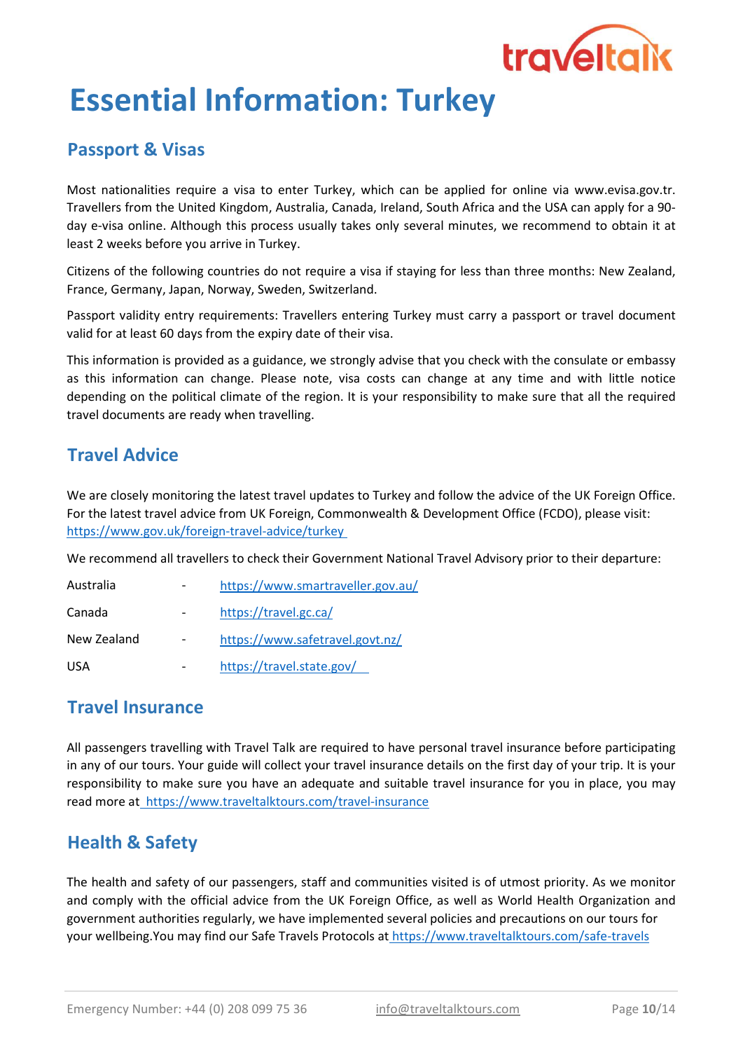# Essential Information: Turkey

## Passport & Visas

Most nationalities require a visa to enter Turkey, which can be applied for online via www.evisa.gov.tr. Travellers from the United Kingdom, Australia, Canada, Ireland, South Africa and the USA can apply for a 90-day e-visa online. Although this process usually takes only several minutes, we recommend to obtain it at least 2 weeks before you arrive in Turkey.

Citizens of the following countries do not require a visa if staying for less than three months: New Zealand, France, Germany, Japan, Norway, Sweden, Switzerland.

Passport validity entry requirements: Travellers entering Turkey must carry a passport or travel document valid for at least 60 days from the expiry date of their visa.

This information is provided as a guidance, we strongly advise that you check with the consulate or embassy as this information can change. Please note, visa costs can change at any time and with little notice depending on the political climate of the region. It is your responsibility to make sure that all the required travel documents are ready when travelling.

## Travel Advice

We are closely monitoring the latest travel updates to Turkey and follow the advice of the UK Foreign Office. For the latest travel advice from UK Foreign, Commonwealth & Development Office (FCDO), please visit: https://www.gov.uk/foreign-travel-advice/turkey

We recommend all travellers to check their Government National Travel Advisory prior to their departure:

| | | |
|---|---|---|
| Australia | - | https://www.smartraveller.gov.au/ |
| Canada | - | https://travel.gc.ca/ |
| New Zealand | - | https://www.safetravel.govt.nz/ |
| USA | - | https://travel.state.gov/ |

## Travel Insurance

All passengers travelling with Travel Talk are required to have personal travel insurance before participating in any of our tours. Your guide will collect your travel insurance details on the first day of your trip. It is your responsibility to make sure you have an adequate and suitable travel insurance for you in place, you may read more at https://www.traveltalktours.com/travel-insurance

## Health & Safety

The health and safety of our passengers, staff and communities visited is of utmost priority. As we monitor and comply with the official advice from the UK Foreign Office, as well as World Health Organization and government authorities regularly, we have implemented several policies and precautions on our tours for your wellbeing.You may find our Safe Travels Protocols at https://www.traveltalktours.com/safe-travels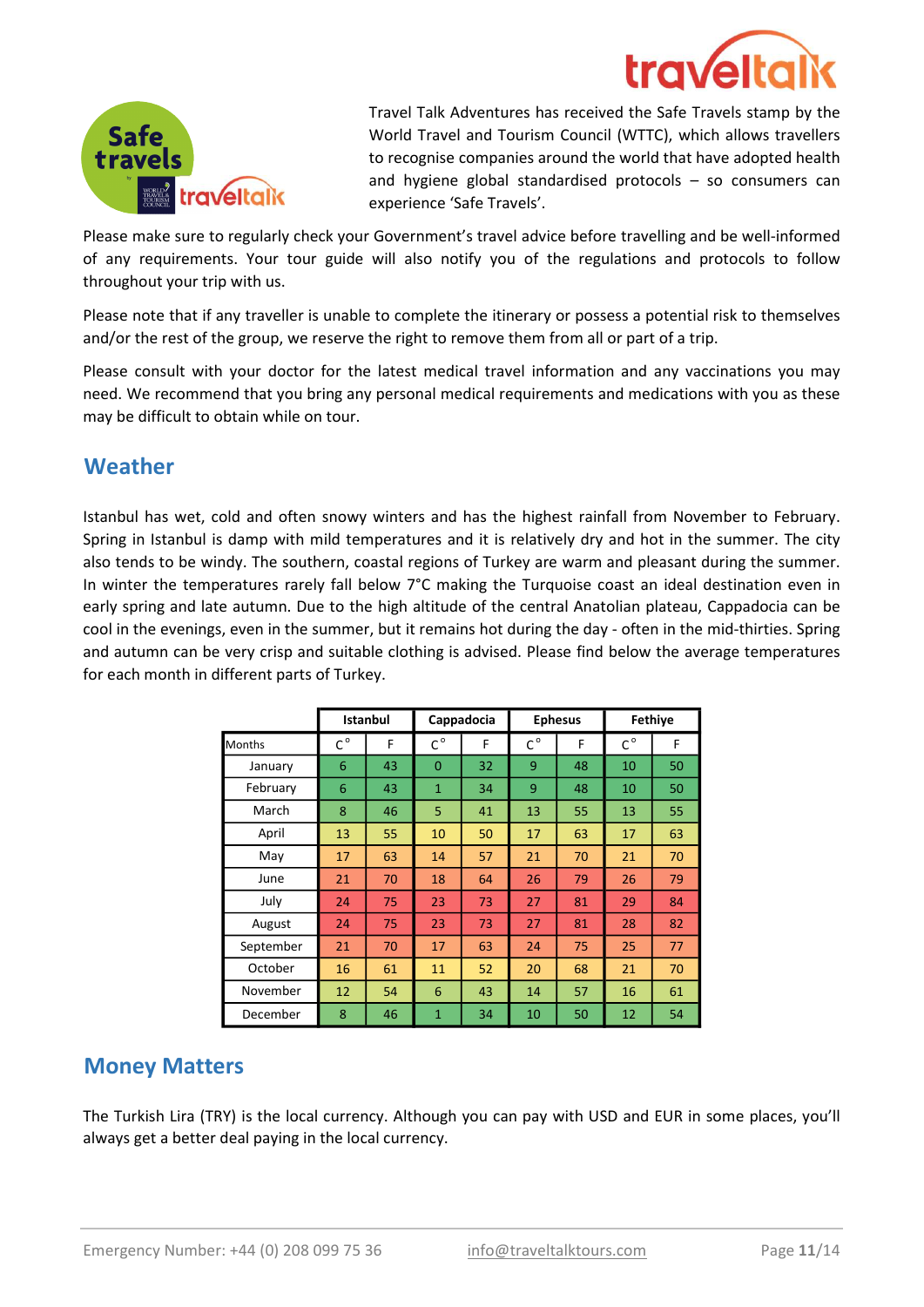Travel Talk Adventures has received the Safe Travels stamp by the World Travel and Tourism Council (WTTC), which allows travellers to recognise companies around the world that have adopted health and hygiene global standardised protocols – so consumers can experience 'Safe Travels'.

Please make sure to regularly check your Government's travel advice before travelling and be well-informed of any requirements. Your tour guide will also notify you of the regulations and protocols to follow throughout your trip with us.

Please note that if any traveller is unable to complete the itinerary or possess a potential risk to themselves and/or the rest of the group, we reserve the right to remove them from all or part of a trip.

Please consult with your doctor for the latest medical travel information and any vaccinations you may need. We recommend that you bring any personal medical requirements and medications with you as these may be difficult to obtain while on tour.

## Weather

Istanbul has wet, cold and often snowy winters and has the highest rainfall from November to February. Spring in Istanbul is damp with mild temperatures and it is relatively dry and hot in the summer. The city also tends to be windy. The southern, coastal regions of Turkey are warm and pleasant during the summer. In winter the temperatures rarely fall below 7°C making the Turquoise coast an ideal destination even in early spring and late autumn. Due to the high altitude of the central Anatolian plateau, Cappadocia can be cool in the evenings, even in the summer, but it remains hot during the day - often in the mid-thirties. Spring and autumn can be very crisp and suitable clothing is advised. Please find below the average temperatures for each month in different parts of Turkey.

| | Istanbul | | Cappadocia | | Ephesus | | Fethiye | |
|---|---|---|---|---|---|---|---|---|
| Months | C° | F | C° | F | C° | F | C° | F |
| January | 6 | 43 | 0 | 32 | 9 | 48 | 10 | 50 |
| February | 6 | 43 | 1 | 34 | 9 | 48 | 10 | 50 |
| March | 8 | 46 | 5 | 41 | 13 | 55 | 13 | 55 |
| April | 13 | 55 | 10 | 50 | 17 | 63 | 17 | 63 |
| May | 17 | 63 | 14 | 57 | 21 | 70 | 21 | 70 |
| June | 21 | 70 | 18 | 64 | 26 | 79 | 26 | 79 |
| July | 24 | 75 | 23 | 73 | 27 | 81 | 29 | 84 |
| August | 24 | 75 | 23 | 73 | 27 | 81 | 28 | 82 |
| September | 21 | 70 | 17 | 63 | 24 | 75 | 25 | 77 |
| October | 16 | 61 | 11 | 52 | 20 | 68 | 21 | 70 |
| November | 12 | 54 | 6 | 43 | 14 | 57 | 16 | 61 |
| December | 8 | 46 | 1 | 34 | 10 | 50 | 12 | 54 |

## Money Matters

The Turkish Lira (TRY) is the local currency. Although you can pay with USD and EUR in some places, you'll always get a better deal paying in the local currency.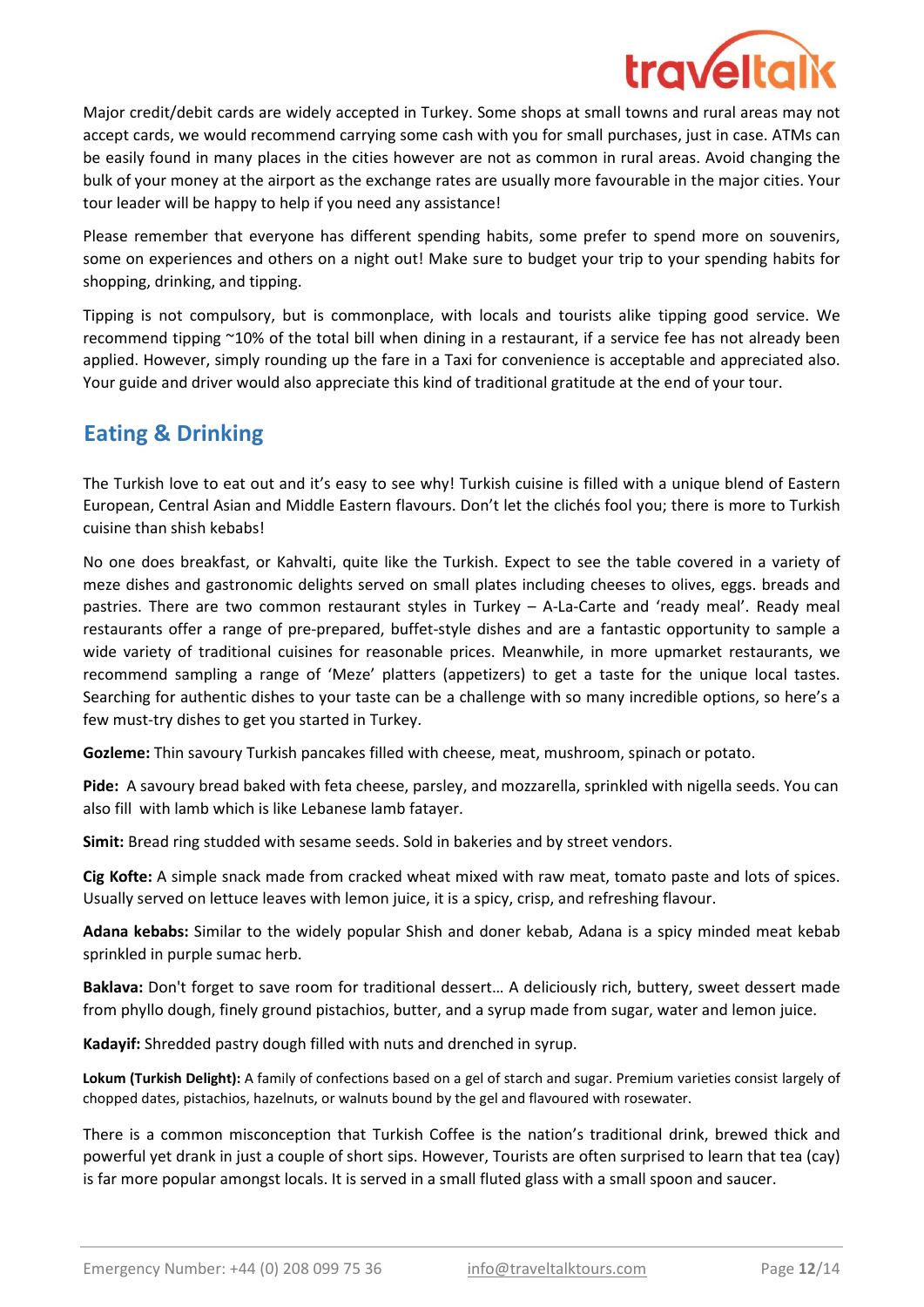Major credit/debit cards are widely accepted in Turkey. Some shops at small towns and rural areas may not accept cards, we would recommend carrying some cash with you for small purchases, just in case. ATMs can be easily found in many places in the cities however are not as common in rural areas. Avoid changing the bulk of your money at the airport as the exchange rates are usually more favourable in the major cities. Your tour leader will be happy to help if you need any assistance!

Please remember that everyone has different spending habits, some prefer to spend more on souvenirs, some on experiences and others on a night out! Make sure to budget your trip to your spending habits for shopping, drinking, and tipping.

Tipping is not compulsory, but is commonplace, with locals and tourists alike tipping good service. We recommend tipping ~10% of the total bill when dining in a restaurant, if a service fee has not already been applied. However, simply rounding up the fare in a Taxi for convenience is acceptable and appreciated also. Your guide and driver would also appreciate this kind of traditional gratitude at the end of your tour.

## Eating & Drinking

The Turkish love to eat out and it's easy to see why! Turkish cuisine is filled with a unique blend of Eastern European, Central Asian and Middle Eastern flavours. Don't let the clichés fool you; there is more to Turkish cuisine than shish kebabs!

No one does breakfast, or Kahvalti, quite like the Turkish. Expect to see the table covered in a variety of meze dishes and gastronomic delights served on small plates including cheeses to olives, eggs. breads and pastries. There are two common restaurant styles in Turkey – A-La-Carte and 'ready meal'. Ready meal restaurants offer a range of pre-prepared, buffet-style dishes and are a fantastic opportunity to sample a wide variety of traditional cuisines for reasonable prices. Meanwhile, in more upmarket restaurants, we recommend sampling a range of 'Meze' platters (appetizers) to get a taste for the unique local tastes. Searching for authentic dishes to your taste can be a challenge with so many incredible options, so here's a few must-try dishes to get you started in Turkey.

**Gozleme:** Thin savoury Turkish pancakes filled with cheese, meat, mushroom, spinach or potato.

**Pide:** A savoury bread baked with feta cheese, parsley, and mozzarella, sprinkled with nigella seeds. You can also fill with lamb which is like Lebanese lamb fatayer.

**Simit:** Bread ring studded with sesame seeds. Sold in bakeries and by street vendors.

**Cig Kofte:** A simple snack made from cracked wheat mixed with raw meat, tomato paste and lots of spices. Usually served on lettuce leaves with lemon juice, it is a spicy, crisp, and refreshing flavour.

**Adana kebabs:** Similar to the widely popular Shish and doner kebab, Adana is a spicy minded meat kebab sprinkled in purple sumac herb.

**Baklava:** Don't forget to save room for traditional dessert… A deliciously rich, buttery, sweet dessert made from phyllo dough, finely ground pistachios, butter, and a syrup made from sugar, water and lemon juice.

**Kadayif:** Shredded pastry dough filled with nuts and drenched in syrup.

**Lokum (Turkish Delight):** A family of confections based on a gel of starch and sugar. Premium varieties consist largely of chopped dates, pistachios, hazelnuts, or walnuts bound by the gel and flavoured with rosewater.

There is a common misconception that Turkish Coffee is the nation's traditional drink, brewed thick and powerful yet drank in just a couple of short sips. However, Tourists are often surprised to learn that tea (cay) is far more popular amongst locals. It is served in a small fluted glass with a small spoon and saucer.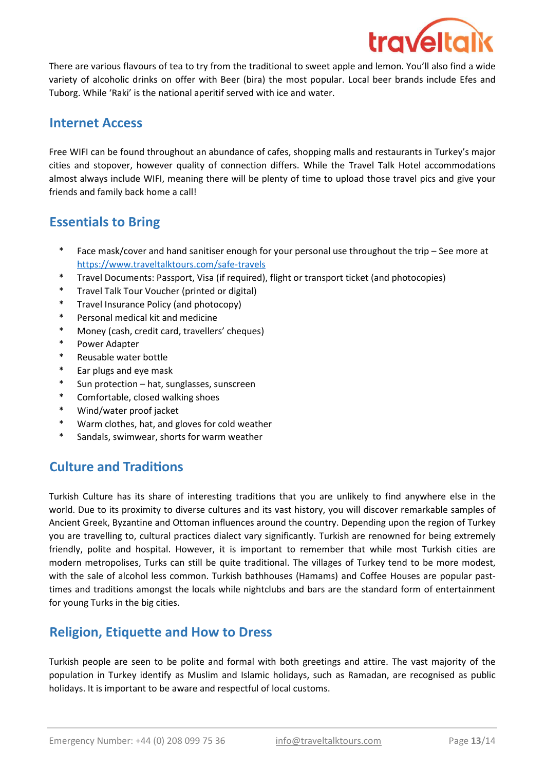There are various flavours of tea to try from the traditional to sweet apple and lemon. You'll also find a wide variety of alcoholic drinks on offer with Beer (bira) the most popular. Local beer brands include Efes and Tuborg. While 'Raki' is the national aperitif served with ice and water.

## Internet Access

Free WIFI can be found throughout an abundance of cafes, shopping malls and restaurants in Turkey's major cities and stopover, however quality of connection differs. While the Travel Talk Hotel accommodations almost always include WIFI, meaning there will be plenty of time to upload those travel pics and give your friends and family back home a call!

## Essentials to Bring

- Face mask/cover and hand sanitiser enough for your personal use throughout the trip – See more at https://www.traveltalktours.com/safe-travels
- Travel Documents: Passport, Visa (if required), flight or transport ticket (and photocopies)
- Travel Talk Tour Voucher (printed or digital)
- Travel Insurance Policy (and photocopy)
- Personal medical kit and medicine
- Money (cash, credit card, travellers' cheques)
- Power Adapter
- Reusable water bottle
- Ear plugs and eye mask
- Sun protection – hat, sunglasses, sunscreen
- Comfortable, closed walking shoes
- Wind/water proof jacket
- Warm clothes, hat, and gloves for cold weather
- Sandals, swimwear, shorts for warm weather

## Culture and Traditions

Turkish Culture has its share of interesting traditions that you are unlikely to find anywhere else in the world. Due to its proximity to diverse cultures and its vast history, you will discover remarkable samples of Ancient Greek, Byzantine and Ottoman influences around the country. Depending upon the region of Turkey you are travelling to, cultural practices dialect vary significantly. Turkish are renowned for being extremely friendly, polite and hospital. However, it is important to remember that while most Turkish cities are modern metropolises, Turks can still be quite traditional. The villages of Turkey tend to be more modest, with the sale of alcohol less common. Turkish bathhouses (Hamams) and Coffee Houses are popular past-times and traditions amongst the locals while nightclubs and bars are the standard form of entertainment for young Turks in the big cities.

## Religion, Etiquette and How to Dress

Turkish people are seen to be polite and formal with both greetings and attire. The vast majority of the population in Turkey identify as Muslim and Islamic holidays, such as Ramadan, are recognised as public holidays. It is important to be aware and respectful of local customs.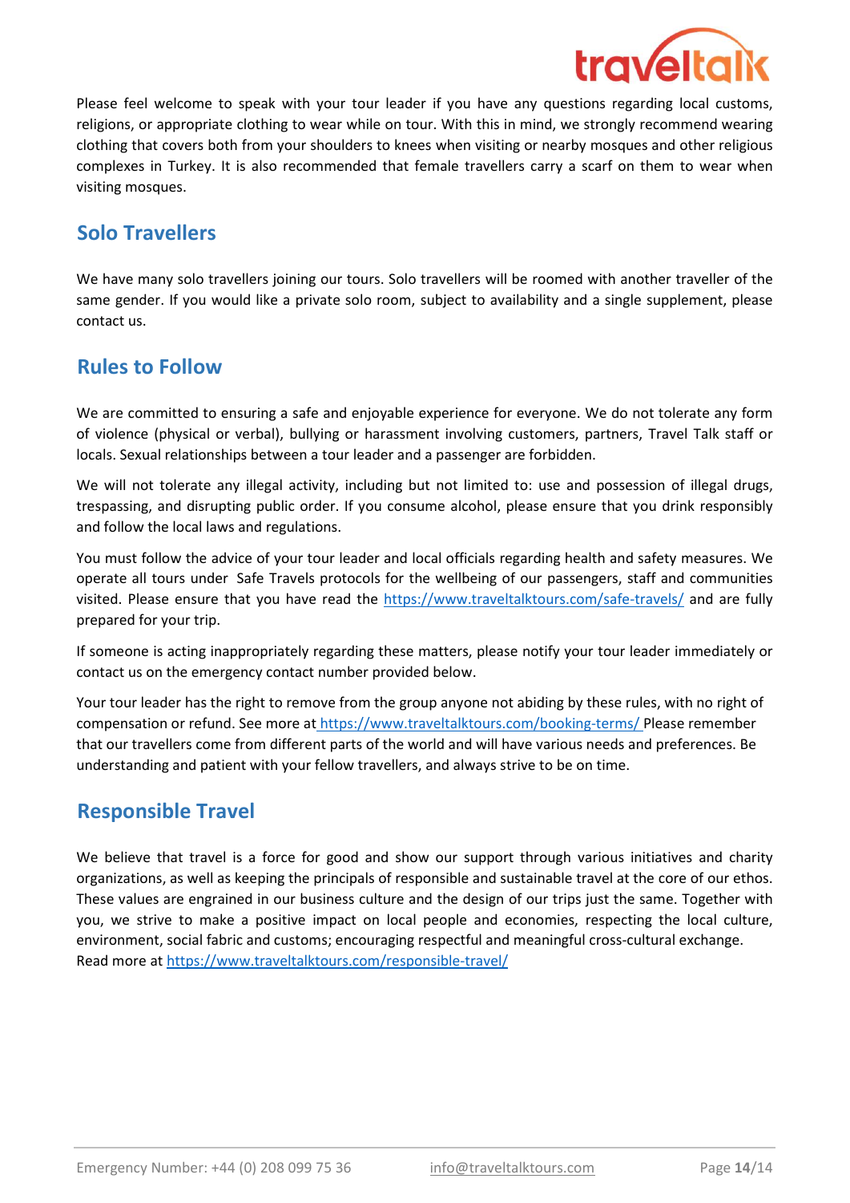Please feel welcome to speak with your tour leader if you have any questions regarding local customs, religions, or appropriate clothing to wear while on tour. With this in mind, we strongly recommend wearing clothing that covers both from your shoulders to knees when visiting or nearby mosques and other religious complexes in Turkey. It is also recommended that female travellers carry a scarf on them to wear when visiting mosques.

## Solo Travellers

We have many solo travellers joining our tours. Solo travellers will be roomed with another traveller of the same gender. If you would like a private solo room, subject to availability and a single supplement, please contact us.

## Rules to Follow

We are committed to ensuring a safe and enjoyable experience for everyone. We do not tolerate any form of violence (physical or verbal), bullying or harassment involving customers, partners, Travel Talk staff or locals. Sexual relationships between a tour leader and a passenger are forbidden.

We will not tolerate any illegal activity, including but not limited to: use and possession of illegal drugs, trespassing, and disrupting public order. If you consume alcohol, please ensure that you drink responsibly and follow the local laws and regulations.

You must follow the advice of your tour leader and local officials regarding health and safety measures. We operate all tours under Safe Travels protocols for the wellbeing of our passengers, staff and communities visited. Please ensure that you have read the https://www.traveltalktours.com/safe-travels/ and are fully prepared for your trip.

If someone is acting inappropriately regarding these matters, please notify your tour leader immediately or contact us on the emergency contact number provided below.

Your tour leader has the right to remove from the group anyone not abiding by these rules, with no right of compensation or refund. See more at https://www.traveltalktours.com/booking-terms/ Please remember that our travellers come from different parts of the world and will have various needs and preferences. Be understanding and patient with your fellow travellers, and always strive to be on time.

## Responsible Travel

We believe that travel is a force for good and show our support through various initiatives and charity organizations, as well as keeping the principals of responsible and sustainable travel at the core of our ethos. These values are engrained in our business culture and the design of our trips just the same. Together with you, we strive to make a positive impact on local people and economies, respecting the local culture, environment, social fabric and customs; encouraging respectful and meaningful cross-cultural exchange. Read more at https://www.traveltalktours.com/responsible-travel/